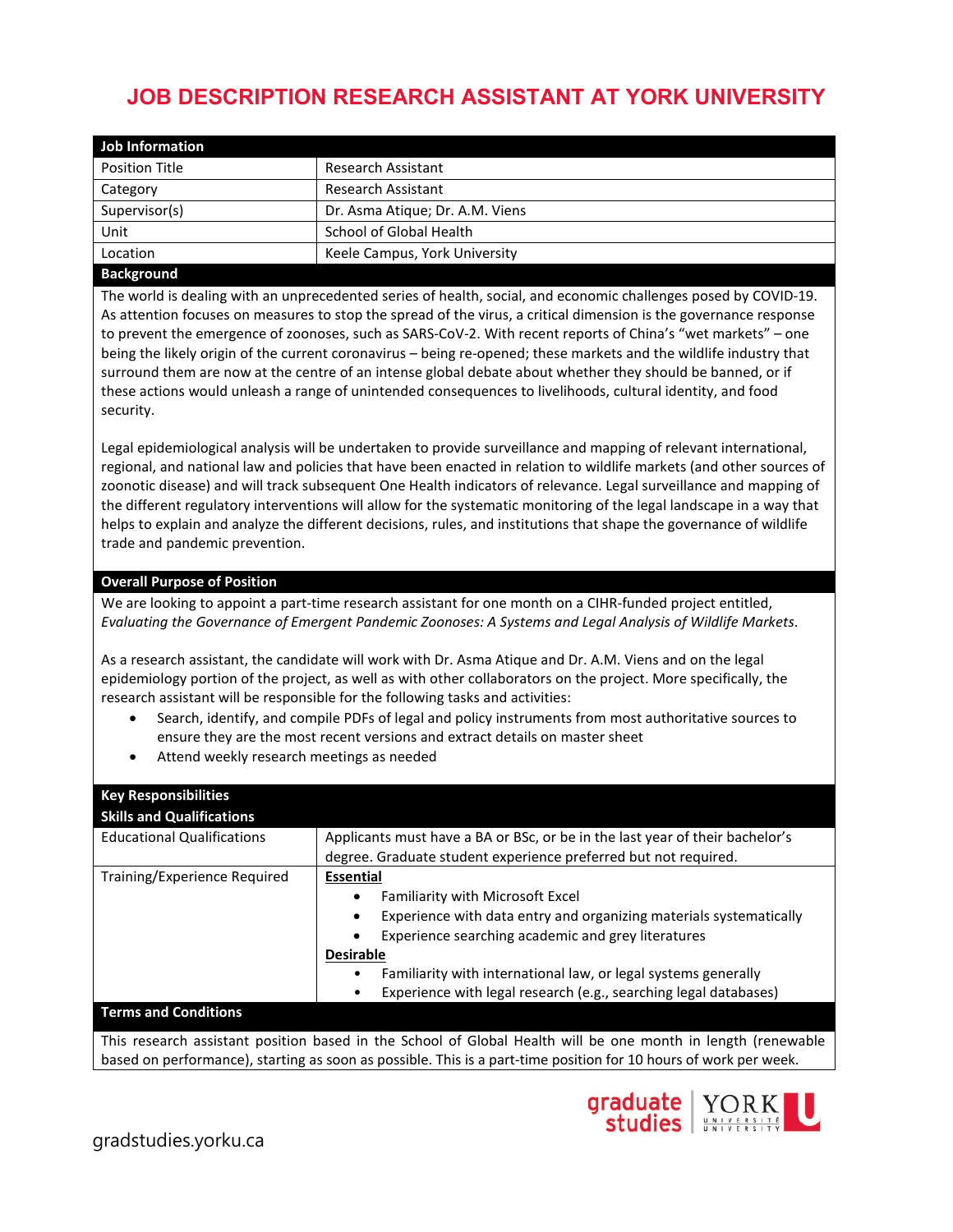# JOB DESCRIPTION RESEARCH ASSISTANT AT YORK UNIVERSITY

| **Job Information** | |
|---|---|
| Position Title | Research Assistant |
| Category | Research Assistant |
| Supervisor(s) | Dr. Asma Atique; Dr. A.M. Viens |
| Unit | School of Global Health |
| Location | Keele Campus, York University |

**Background**

The world is dealing with an unprecedented series of health, social, and economic challenges posed by COVID-19. As attention focuses on measures to stop the spread of the virus, a critical dimension is the governance response to prevent the emergence of zoonoses, such as SARS-CoV-2. With recent reports of China's "wet markets" – one being the likely origin of the current coronavirus – being re-opened; these markets and the wildlife industry that surround them are now at the centre of an intense global debate about whether they should be banned, or if these actions would unleash a range of unintended consequences to livelihoods, cultural identity, and food security.

Legal epidemiological analysis will be undertaken to provide surveillance and mapping of relevant international, regional, and national law and policies that have been enacted in relation to wildlife markets (and other sources of zoonotic disease) and will track subsequent One Health indicators of relevance. Legal surveillance and mapping of the different regulatory interventions will allow for the systematic monitoring of the legal landscape in a way that helps to explain and analyze the different decisions, rules, and institutions that shape the governance of wildlife trade and pandemic prevention.

**Overall Purpose of Position**

We are looking to appoint a part-time research assistant for one month on a CIHR-funded project entitled, *Evaluating the Governance of Emergent Pandemic Zoonoses: A Systems and Legal Analysis of Wildlife Markets*.

As a research assistant, the candidate will work with Dr. Asma Atique and Dr. A.M. Viens and on the legal epidemiology portion of the project, as well as with other collaborators on the project. More specifically, the research assistant will be responsible for the following tasks and activities:

- Search, identify, and compile PDFs of legal and policy instruments from most authoritative sources to ensure they are the most recent versions and extract details on master sheet
- Attend weekly research meetings as needed

| **Key Responsibilities**<br>**Skills and Qualifications** | |
|---|---|
| Educational Qualifications | Applicants must have a BA or BSc, or be in the last year of their bachelor's degree. Graduate student experience preferred but not required. |
| Training/Experience Required | **Essential**<br>• Familiarity with Microsoft Excel<br>• Experience with data entry and organizing materials systematically<br>• Experience searching academic and grey literatures<br>**Desirable**<br>• Familiarity with international law, or legal systems generally<br>• Experience with legal research (e.g., searching legal databases) |

**Terms and Conditions**

This research assistant position based in the School of Global Health will be one month in length (renewable based on performance), starting as soon as possible. This is a part-time position for 10 hours of work per week.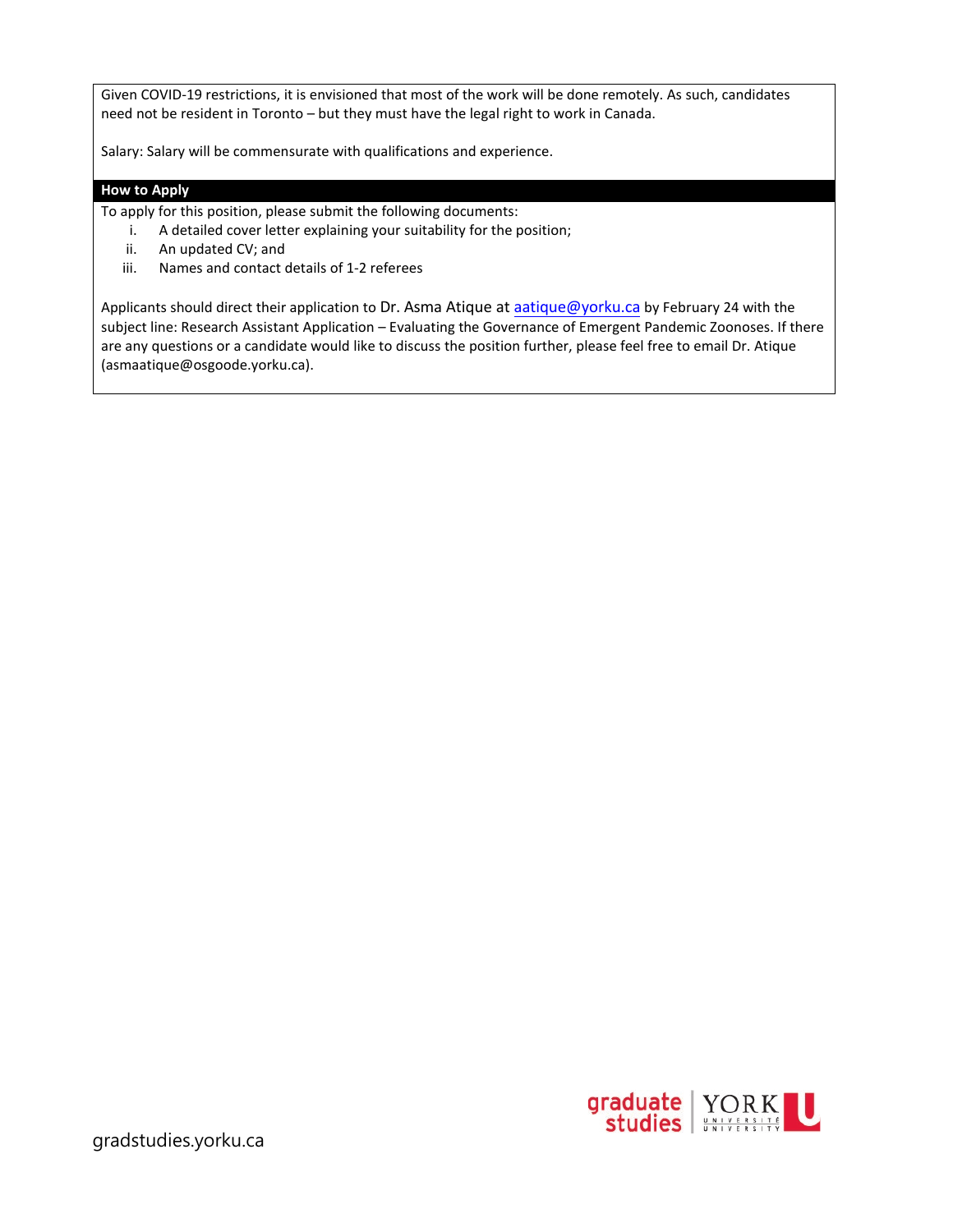Given COVID-19 restrictions, it is envisioned that most of the work will be done remotely. As such, candidates need not be resident in Toronto – but they must have the legal right to work in Canada.

Salary: Salary will be commensurate with qualifications and experience.

## How to Apply

To apply for this position, please submit the following documents:

i. A detailed cover letter explaining your suitability for the position;
ii. An updated CV; and
iii. Names and contact details of 1-2 referees

Applicants should direct their application to Dr. Asma Atique at aatique@yorku.ca by February 24 with the subject line: Research Assistant Application – Evaluating the Governance of Emergent Pandemic Zoonoses. If there are any questions or a candidate would like to discuss the position further, please feel free to email Dr. Atique (asmaatique@osgoode.yorku.ca).